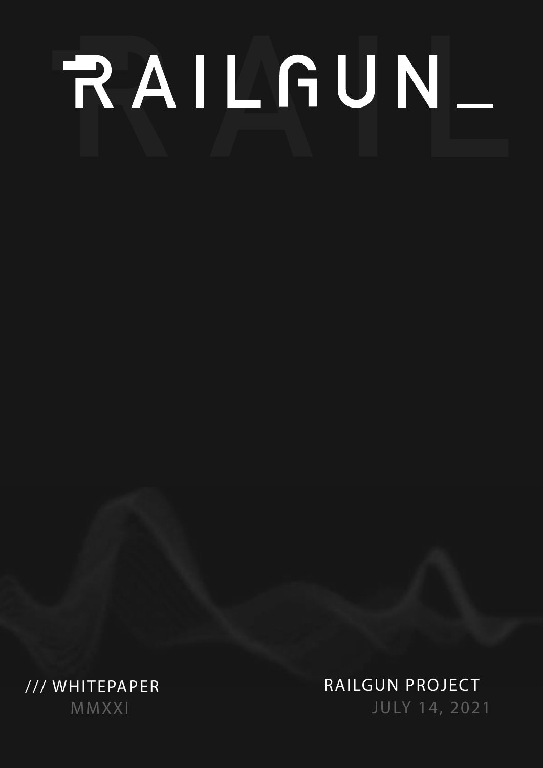# RAILGUN_

/// WHITEPAPER
MMXXI

RAILGUN PROJECT
JULY 14, 2021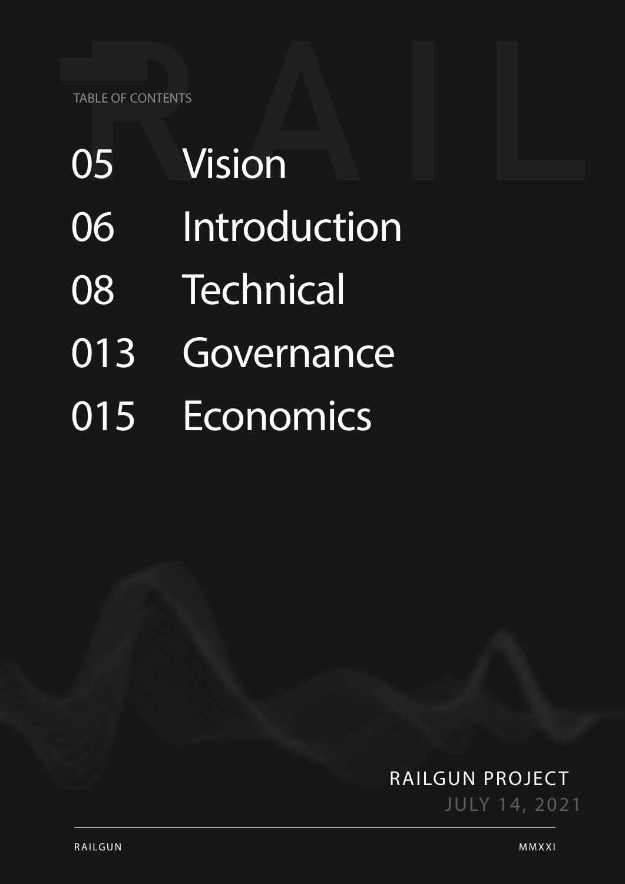TABLE OF CONTENTS

| | |
|---|---|
| 05 | Vision |
| 06 | Introduction |
| 08 | Technical |
| 013 | Governance |
| 015 | Economics |

RAILGUN PROJECT

JULY 14, 2021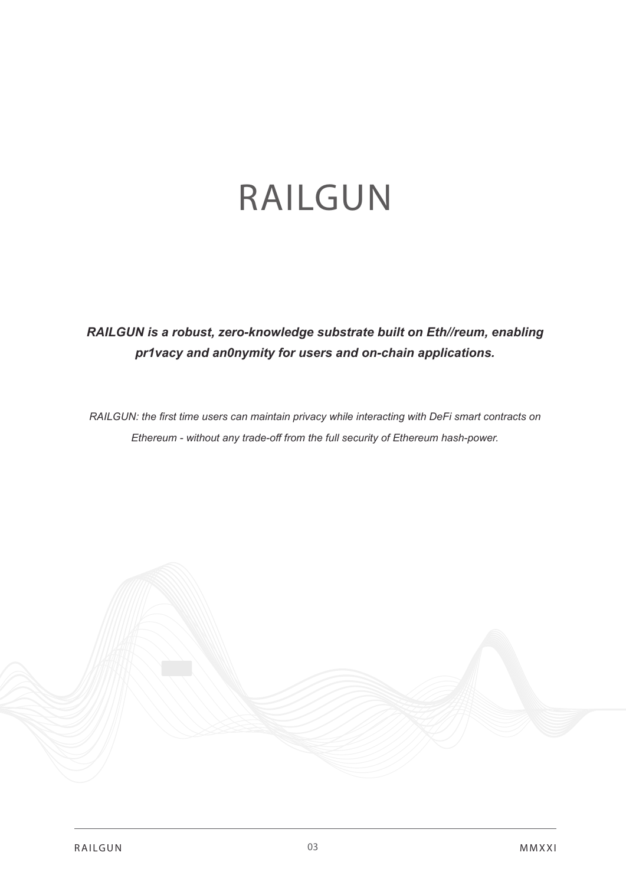# RAILGUN

***RAILGUN is a robust, zero-knowledge substrate built on Eth//reum, enabling pr1vacy and an0nymity for users and on-chain applications.***

*RAILGUN: the first time users can maintain privacy while interacting with DeFi smart contracts on Ethereum - without any trade-off from the full security of Ethereum hash-power.*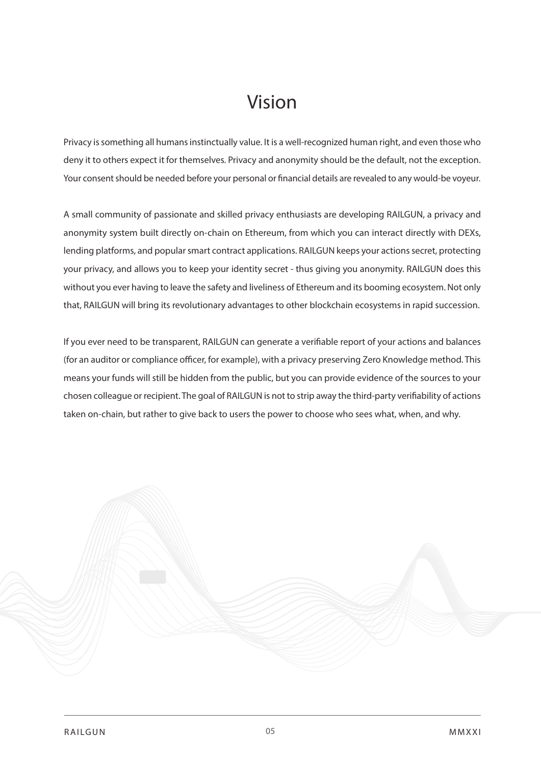# Vision

Privacy is something all humans instinctually value. It is a well-recognized human right, and even those who deny it to others expect it for themselves. Privacy and anonymity should be the default, not the exception. Your consent should be needed before your personal or financial details are revealed to any would-be voyeur.

A small community of passionate and skilled privacy enthusiasts are developing RAILGUN, a privacy and anonymity system built directly on-chain on Ethereum, from which you can interact directly with DEXs, lending platforms, and popular smart contract applications. RAILGUN keeps your actions secret, protecting your privacy, and allows you to keep your identity secret - thus giving you anonymity. RAILGUN does this without you ever having to leave the safety and liveliness of Ethereum and its booming ecosystem. Not only that, RAILGUN will bring its revolutionary advantages to other blockchain ecosystems in rapid succession.

If you ever need to be transparent, RAILGUN can generate a verifiable report of your actions and balances (for an auditor or compliance officer, for example), with a privacy preserving Zero Knowledge method. This means your funds will still be hidden from the public, but you can provide evidence of the sources to your chosen colleague or recipient. The goal of RAILGUN is not to strip away the third-party verifiability of actions taken on-chain, but rather to give back to users the power to choose who sees what, when, and why.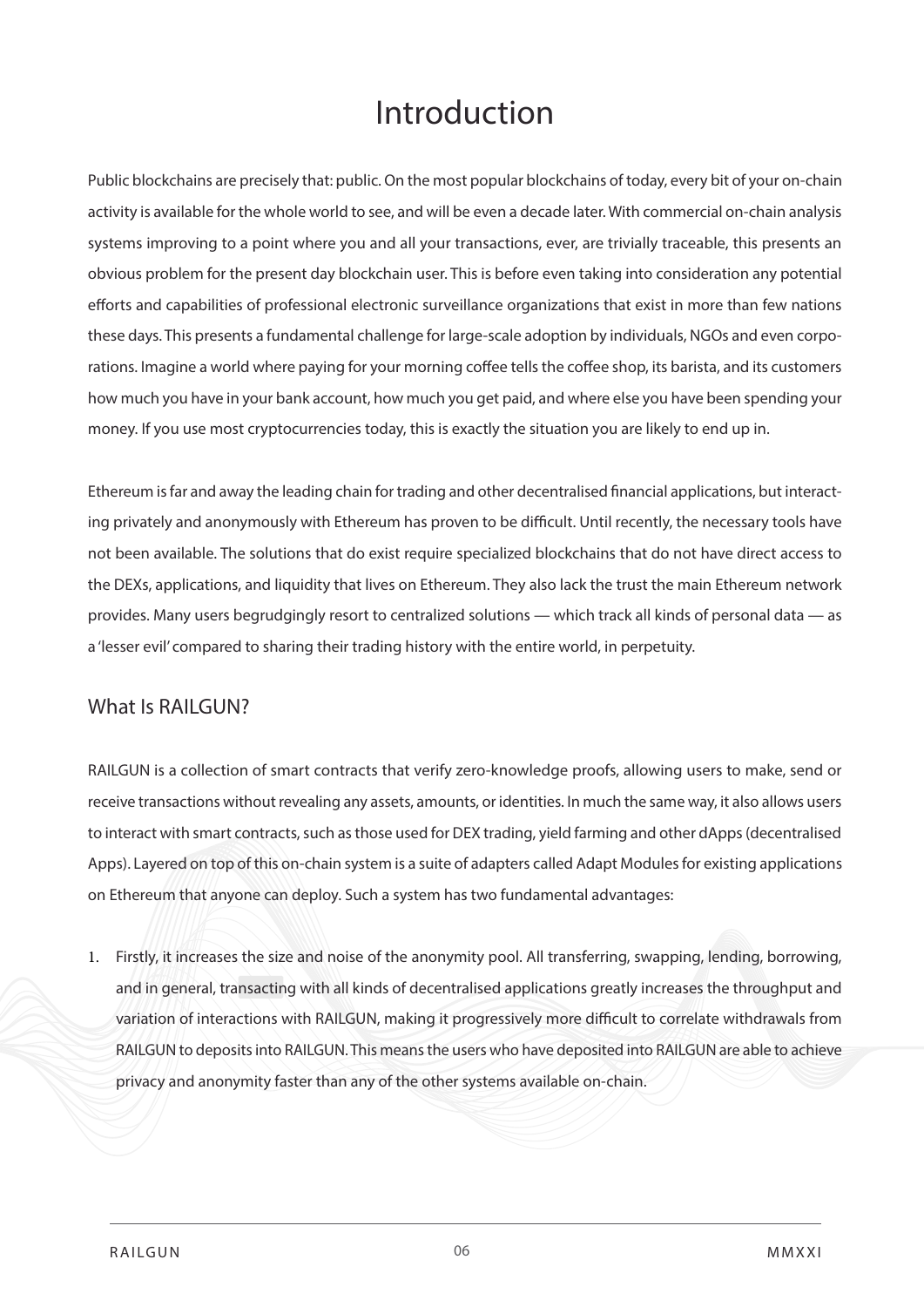# Introduction

Public blockchains are precisely that: public. On the most popular blockchains of today, every bit of your on-chain activity is available for the whole world to see, and will be even a decade later. With commercial on-chain analysis systems improving to a point where you and all your transactions, ever, are trivially traceable, this presents an obvious problem for the present day blockchain user. This is before even taking into consideration any potential efforts and capabilities of professional electronic surveillance organizations that exist in more than few nations these days. This presents a fundamental challenge for large-scale adoption by individuals, NGOs and even corporations. Imagine a world where paying for your morning coffee tells the coffee shop, its barista, and its customers how much you have in your bank account, how much you get paid, and where else you have been spending your money. If you use most cryptocurrencies today, this is exactly the situation you are likely to end up in.

Ethereum is far and away the leading chain for trading and other decentralised financial applications, but interacting privately and anonymously with Ethereum has proven to be difficult. Until recently, the necessary tools have not been available. The solutions that do exist require specialized blockchains that do not have direct access to the DEXs, applications, and liquidity that lives on Ethereum. They also lack the trust the main Ethereum network provides. Many users begrudgingly resort to centralized solutions — which track all kinds of personal data — as a 'lesser evil' compared to sharing their trading history with the entire world, in perpetuity.

## What Is RAILGUN?

RAILGUN is a collection of smart contracts that verify zero-knowledge proofs, allowing users to make, send or receive transactions without revealing any assets, amounts, or identities. In much the same way, it also allows users to interact with smart contracts, such as those used for DEX trading, yield farming and other dApps (decentralised Apps). Layered on top of this on-chain system is a suite of adapters called Adapt Modules for existing applications on Ethereum that anyone can deploy. Such a system has two fundamental advantages:

1. Firstly, it increases the size and noise of the anonymity pool. All transferring, swapping, lending, borrowing, and in general, transacting with all kinds of decentralised applications greatly increases the throughput and variation of interactions with RAILGUN, making it progressively more difficult to correlate withdrawals from RAILGUN to deposits into RAILGUN. This means the users who have deposited into RAILGUN are able to achieve privacy and anonymity faster than any of the other systems available on-chain.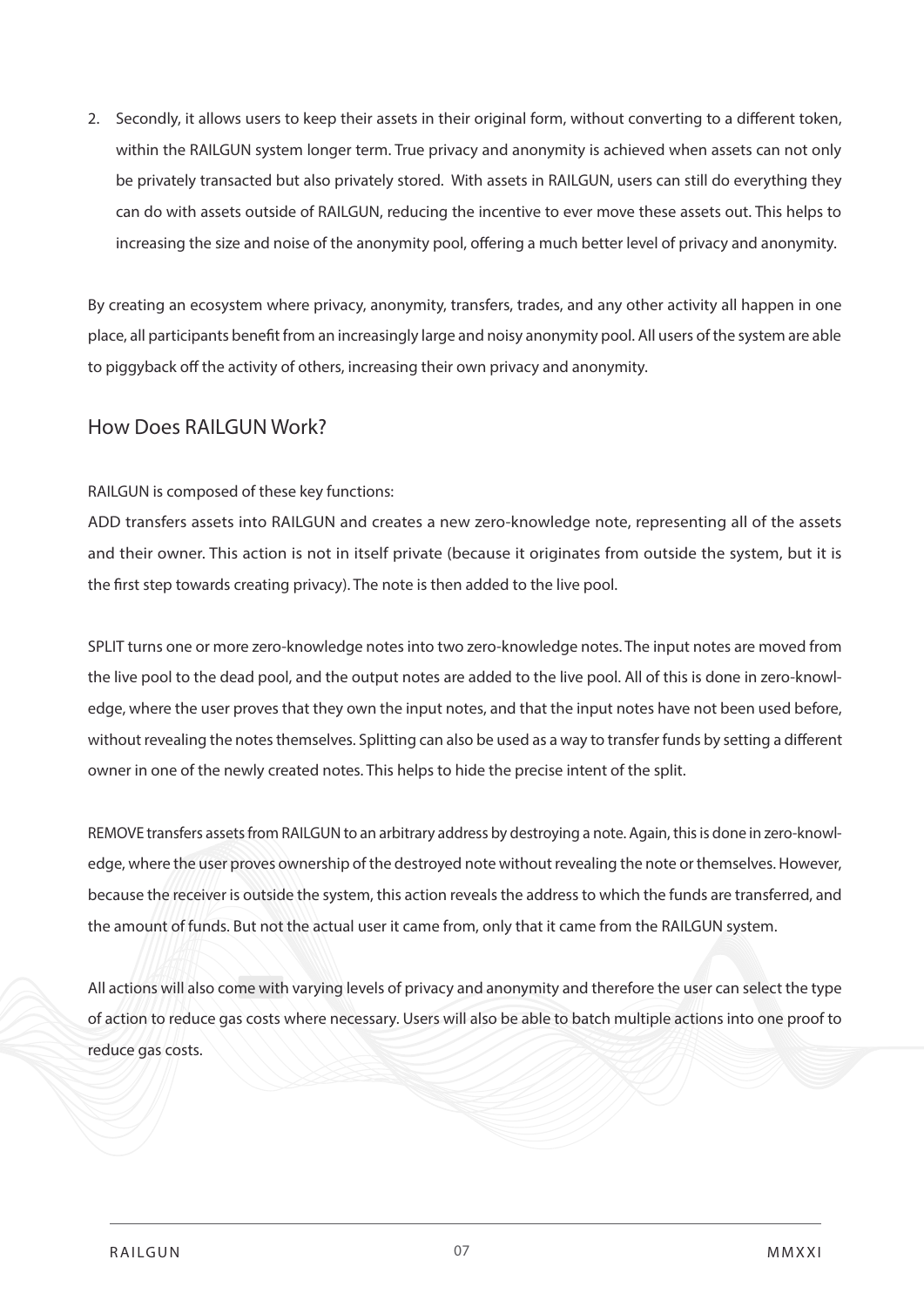2. Secondly, it allows users to keep their assets in their original form, without converting to a different token, within the RAILGUN system longer term. True privacy and anonymity is achieved when assets can not only be privately transacted but also privately stored. With assets in RAILGUN, users can still do everything they can do with assets outside of RAILGUN, reducing the incentive to ever move these assets out. This helps to increasing the size and noise of the anonymity pool, offering a much better level of privacy and anonymity.

By creating an ecosystem where privacy, anonymity, transfers, trades, and any other activity all happen in one place, all participants benefit from an increasingly large and noisy anonymity pool. All users of the system are able to piggyback off the activity of others, increasing their own privacy and anonymity.

## How Does RAILGUN Work?

RAILGUN is composed of these key functions:

ADD transfers assets into RAILGUN and creates a new zero-knowledge note, representing all of the assets and their owner. This action is not in itself private (because it originates from outside the system, but it is the first step towards creating privacy). The note is then added to the live pool.

SPLIT turns one or more zero-knowledge notes into two zero-knowledge notes. The input notes are moved from the live pool to the dead pool, and the output notes are added to the live pool. All of this is done in zero-knowledge, where the user proves that they own the input notes, and that the input notes have not been used before, without revealing the notes themselves. Splitting can also be used as a way to transfer funds by setting a different owner in one of the newly created notes. This helps to hide the precise intent of the split.

REMOVE transfers assets from RAILGUN to an arbitrary address by destroying a note. Again, this is done in zero-knowledge, where the user proves ownership of the destroyed note without revealing the note or themselves. However, because the receiver is outside the system, this action reveals the address to which the funds are transferred, and the amount of funds. But not the actual user it came from, only that it came from the RAILGUN system.

All actions will also come with varying levels of privacy and anonymity and therefore the user can select the type of action to reduce gas costs where necessary. Users will also be able to batch multiple actions into one proof to reduce gas costs.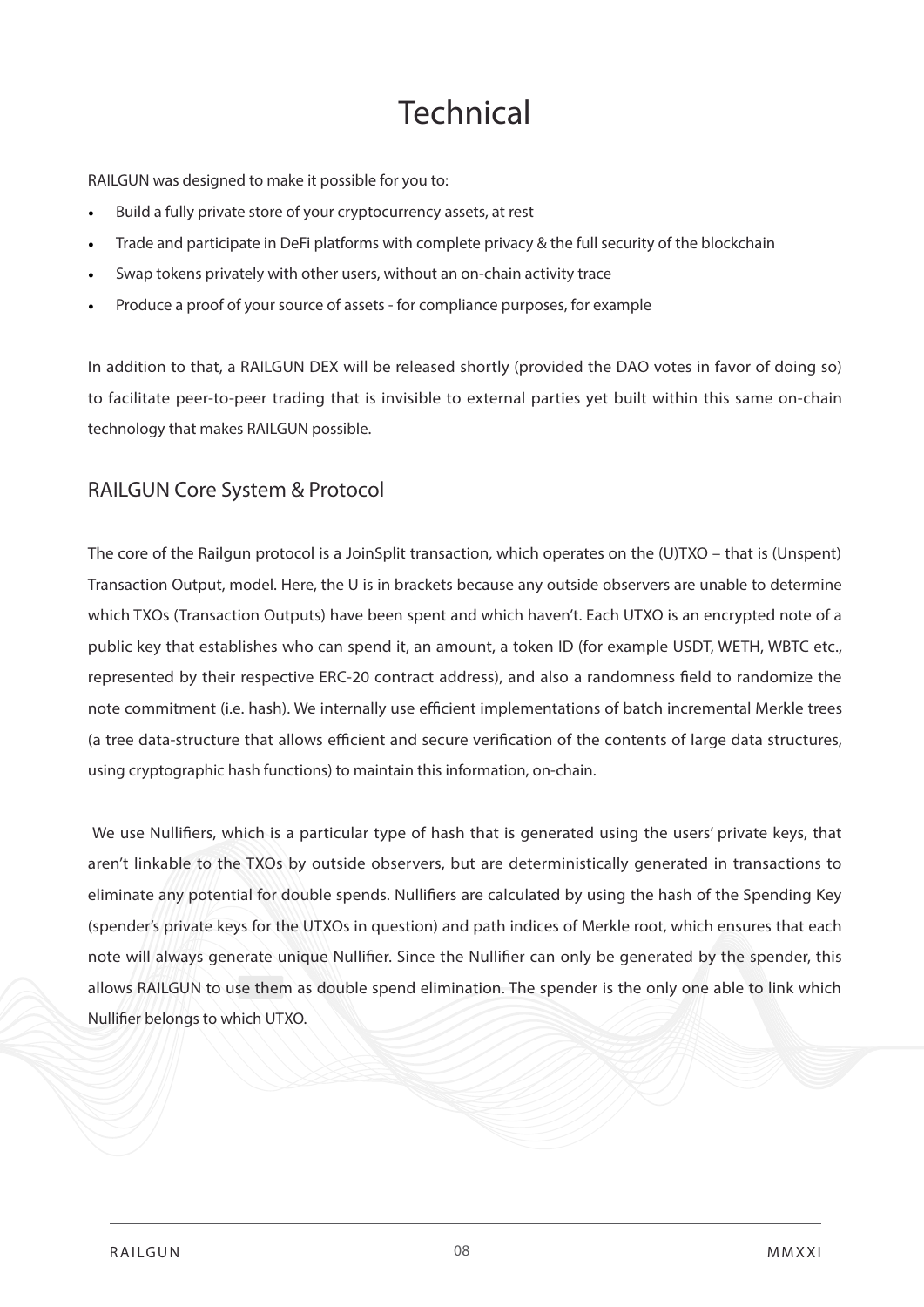# Technical

RAILGUN was designed to make it possible for you to:

- Build a fully private store of your cryptocurrency assets, at rest
- Trade and participate in DeFi platforms with complete privacy & the full security of the blockchain
- Swap tokens privately with other users, without an on-chain activity trace
- Produce a proof of your source of assets - for compliance purposes, for example

In addition to that, a RAILGUN DEX will be released shortly (provided the DAO votes in favor of doing so) to facilitate peer-to-peer trading that is invisible to external parties yet built within this same on-chain technology that makes RAILGUN possible.

## RAILGUN Core System & Protocol

The core of the Railgun protocol is a JoinSplit transaction, which operates on the (U)TXO – that is (Unspent) Transaction Output, model. Here, the U is in brackets because any outside observers are unable to determine which TXOs (Transaction Outputs) have been spent and which haven't. Each UTXO is an encrypted note of a public key that establishes who can spend it, an amount, a token ID (for example USDT, WETH, WBTC etc., represented by their respective ERC-20 contract address), and also a randomness field to randomize the note commitment (i.e. hash). We internally use efficient implementations of batch incremental Merkle trees (a tree data-structure that allows efficient and secure verification of the contents of large data structures, using cryptographic hash functions) to maintain this information, on-chain.

We use Nullifiers, which is a particular type of hash that is generated using the users' private keys, that aren't linkable to the TXOs by outside observers, but are deterministically generated in transactions to eliminate any potential for double spends. Nullifiers are calculated by using the hash of the Spending Key (spender's private keys for the UTXOs in question) and path indices of Merkle root, which ensures that each note will always generate unique Nullifier. Since the Nullifier can only be generated by the spender, this allows RAILGUN to use them as double spend elimination. The spender is the only one able to link which Nullifier belongs to which UTXO.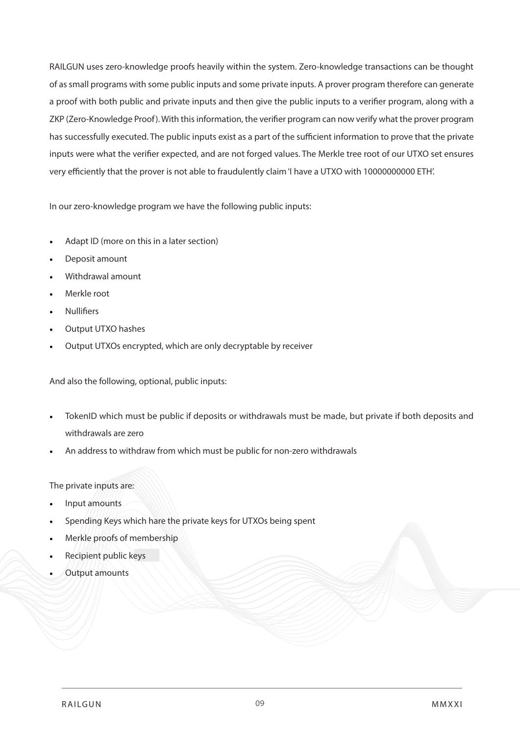RAILGUN uses zero-knowledge proofs heavily within the system. Zero-knowledge transactions can be thought of as small programs with some public inputs and some private inputs. A prover program therefore can generate a proof with both public and private inputs and then give the public inputs to a verifier program, along with a ZKP (Zero-Knowledge Proof). With this information, the verifier program can now verify what the prover program has successfully executed. The public inputs exist as a part of the sufficient information to prove that the private inputs were what the verifier expected, and are not forged values. The Merkle tree root of our UTXO set ensures very efficiently that the prover is not able to fraudulently claim 'I have a UTXO with 10000000000 ETH'.

In our zero-knowledge program we have the following public inputs:

- Adapt ID (more on this in a later section)
- Deposit amount
- Withdrawal amount
- Merkle root
- Nullifiers
- Output UTXO hashes
- Output UTXOs encrypted, which are only decryptable by receiver

And also the following, optional, public inputs:

- TokenID which must be public if deposits or withdrawals must be made, but private if both deposits and withdrawals are zero
- An address to withdraw from which must be public for non-zero withdrawals

The private inputs are:

- Input amounts
- Spending Keys which hare the private keys for UTXOs being spent
- Merkle proofs of membership
- Recipient public keys
- Output amounts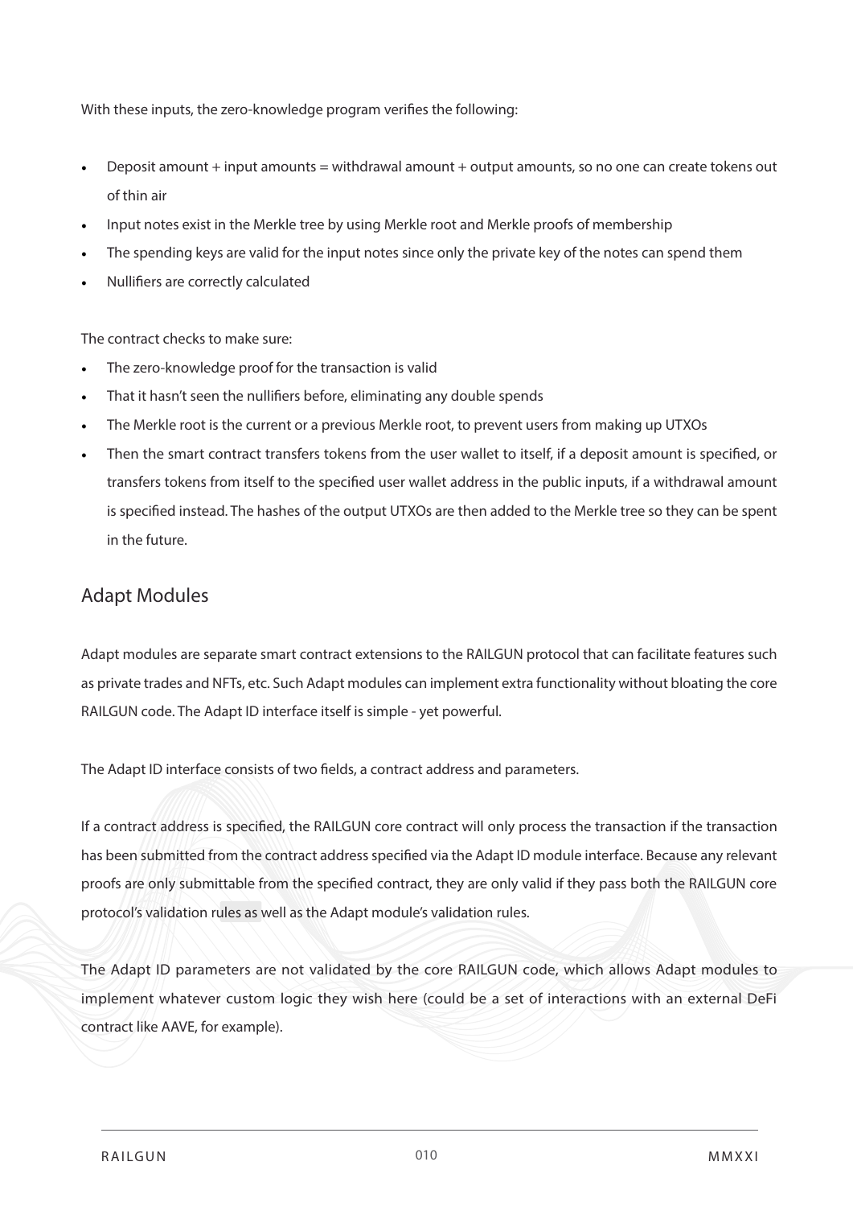With these inputs, the zero-knowledge program verifies the following:

- Deposit amount + input amounts = withdrawal amount + output amounts, so no one can create tokens out of thin air
- Input notes exist in the Merkle tree by using Merkle root and Merkle proofs of membership
- The spending keys are valid for the input notes since only the private key of the notes can spend them
- Nullifiers are correctly calculated

The contract checks to make sure:

- The zero-knowledge proof for the transaction is valid
- That it hasn't seen the nullifiers before, eliminating any double spends
- The Merkle root is the current or a previous Merkle root, to prevent users from making up UTXOs
- Then the smart contract transfers tokens from the user wallet to itself, if a deposit amount is specified, or transfers tokens from itself to the specified user wallet address in the public inputs, if a withdrawal amount is specified instead. The hashes of the output UTXOs are then added to the Merkle tree so they can be spent in the future.

## Adapt Modules

Adapt modules are separate smart contract extensions to the RAILGUN protocol that can facilitate features such as private trades and NFTs, etc. Such Adapt modules can implement extra functionality without bloating the core RAILGUN code. The Adapt ID interface itself is simple - yet powerful.

The Adapt ID interface consists of two fields, a contract address and parameters.

If a contract address is specified, the RAILGUN core contract will only process the transaction if the transaction has been submitted from the contract address specified via the Adapt ID module interface. Because any relevant proofs are only submittable from the specified contract, they are only valid if they pass both the RAILGUN core protocol's validation rules as well as the Adapt module's validation rules.

The Adapt ID parameters are not validated by the core RAILGUN code, which allows Adapt modules to implement whatever custom logic they wish here (could be a set of interactions with an external DeFi contract like AAVE, for example).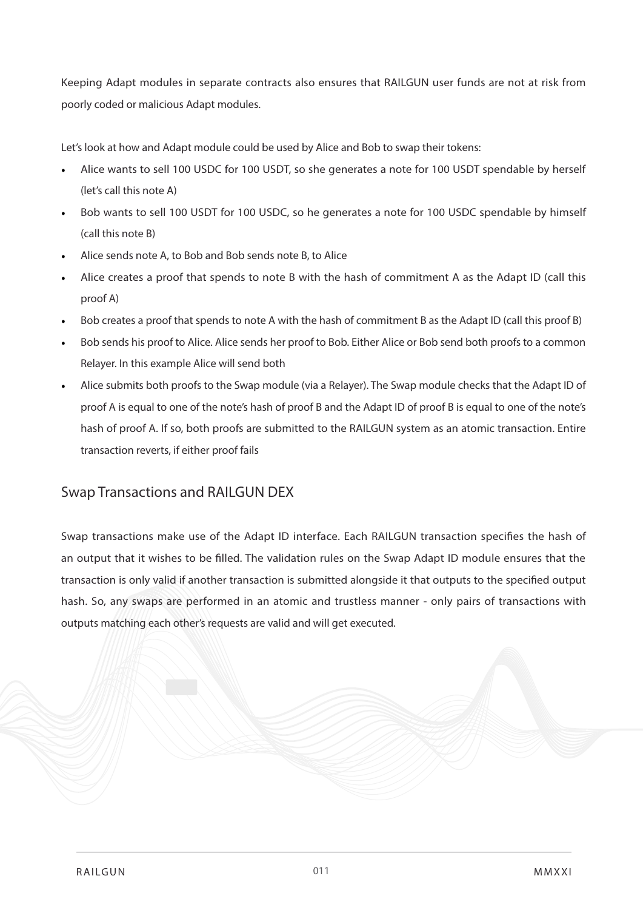Keeping Adapt modules in separate contracts also ensures that RAILGUN user funds are not at risk from poorly coded or malicious Adapt modules.

Let's look at how and Adapt module could be used by Alice and Bob to swap their tokens:

- Alice wants to sell 100 USDC for 100 USDT, so she generates a note for 100 USDT spendable by herself (let's call this note A)
- Bob wants to sell 100 USDT for 100 USDC, so he generates a note for 100 USDC spendable by himself (call this note B)
- Alice sends note A, to Bob and Bob sends note B, to Alice
- Alice creates a proof that spends to note B with the hash of commitment A as the Adapt ID (call this proof A)
- Bob creates a proof that spends to note A with the hash of commitment B as the Adapt ID (call this proof B)
- Bob sends his proof to Alice. Alice sends her proof to Bob. Either Alice or Bob send both proofs to a common Relayer. In this example Alice will send both
- Alice submits both proofs to the Swap module (via a Relayer). The Swap module checks that the Adapt ID of proof A is equal to one of the note's hash of proof B and the Adapt ID of proof B is equal to one of the note's hash of proof A. If so, both proofs are submitted to the RAILGUN system as an atomic transaction. Entire transaction reverts, if either proof fails

## Swap Transactions and RAILGUN DEX

Swap transactions make use of the Adapt ID interface. Each RAILGUN transaction specifies the hash of an output that it wishes to be filled. The validation rules on the Swap Adapt ID module ensures that the transaction is only valid if another transaction is submitted alongside it that outputs to the specified output hash. So, any swaps are performed in an atomic and trustless manner - only pairs of transactions with outputs matching each other's requests are valid and will get executed.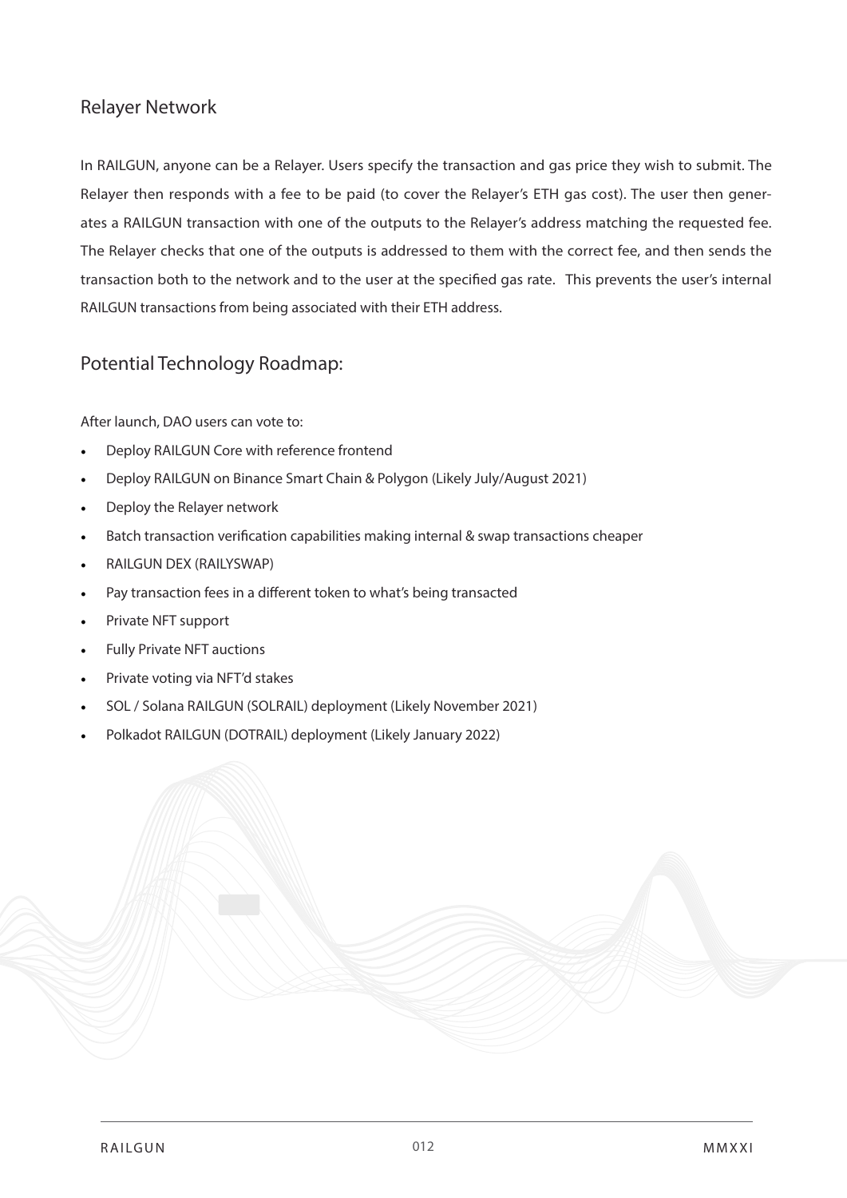## Relayer Network

In RAILGUN, anyone can be a Relayer. Users specify the transaction and gas price they wish to submit. The Relayer then responds with a fee to be paid (to cover the Relayer's ETH gas cost). The user then generates a RAILGUN transaction with one of the outputs to the Relayer's address matching the requested fee. The Relayer checks that one of the outputs is addressed to them with the correct fee, and then sends the transaction both to the network and to the user at the specified gas rate. This prevents the user's internal RAILGUN transactions from being associated with their ETH address.

## Potential Technology Roadmap:

After launch, DAO users can vote to:

- Deploy RAILGUN Core with reference frontend
- Deploy RAILGUN on Binance Smart Chain & Polygon (Likely July/August 2021)
- Deploy the Relayer network
- Batch transaction verification capabilities making internal & swap transactions cheaper
- RAILGUN DEX (RAILYSWAP)
- Pay transaction fees in a different token to what's being transacted
- Private NFT support
- Fully Private NFT auctions
- Private voting via NFT'd stakes
- SOL / Solana RAILGUN (SOLRAIL) deployment (Likely November 2021)
- Polkadot RAILGUN (DOTRAIL) deployment (Likely January 2022)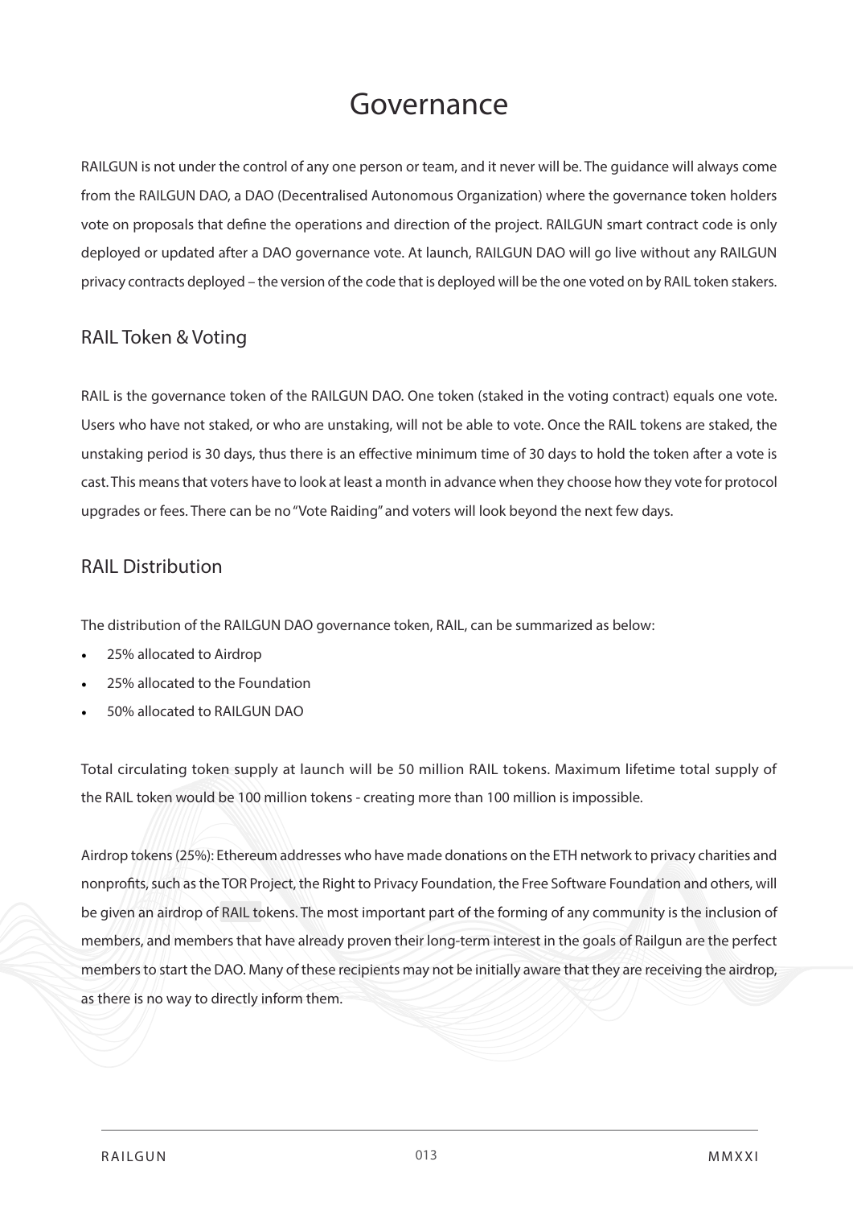# Governance

RAILGUN is not under the control of any one person or team, and it never will be. The guidance will always come from the RAILGUN DAO, a DAO (Decentralised Autonomous Organization) where the governance token holders vote on proposals that define the operations and direction of the project. RAILGUN smart contract code is only deployed or updated after a DAO governance vote. At launch, RAILGUN DAO will go live without any RAILGUN privacy contracts deployed – the version of the code that is deployed will be the one voted on by RAIL token stakers.

## RAIL Token & Voting

RAIL is the governance token of the RAILGUN DAO. One token (staked in the voting contract) equals one vote. Users who have not staked, or who are unstaking, will not be able to vote. Once the RAIL tokens are staked, the unstaking period is 30 days, thus there is an effective minimum time of 30 days to hold the token after a vote is cast. This means that voters have to look at least a month in advance when they choose how they vote for protocol upgrades or fees. There can be no "Vote Raiding" and voters will look beyond the next few days.

## RAIL Distribution

The distribution of the RAILGUN DAO governance token, RAIL, can be summarized as below:

- 25% allocated to Airdrop
- 25% allocated to the Foundation
- 50% allocated to RAILGUN DAO

Total circulating token supply at launch will be 50 million RAIL tokens. Maximum lifetime total supply of the RAIL token would be 100 million tokens - creating more than 100 million is impossible.

Airdrop tokens (25%): Ethereum addresses who have made donations on the ETH network to privacy charities and nonprofits, such as the TOR Project, the Right to Privacy Foundation, the Free Software Foundation and others, will be given an airdrop of RAIL tokens. The most important part of the forming of any community is the inclusion of members, and members that have already proven their long-term interest in the goals of Railgun are the perfect members to start the DAO. Many of these recipients may not be initially aware that they are receiving the airdrop, as there is no way to directly inform them.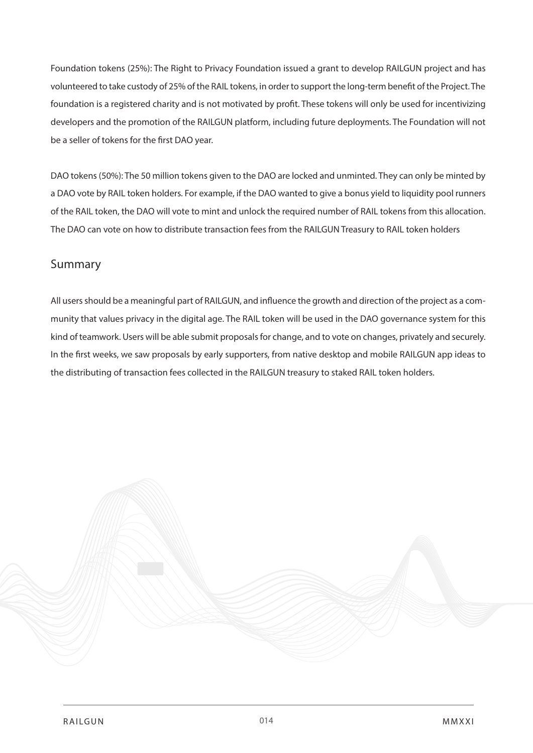Foundation tokens (25%): The Right to Privacy Foundation issued a grant to develop RAILGUN project and has volunteered to take custody of 25% of the RAIL tokens, in order to support the long-term benefit of the Project. The foundation is a registered charity and is not motivated by profit. These tokens will only be used for incentivizing developers and the promotion of the RAILGUN platform, including future deployments. The Foundation will not be a seller of tokens for the first DAO year.

DAO tokens (50%): The 50 million tokens given to the DAO are locked and unminted. They can only be minted by a DAO vote by RAIL token holders. For example, if the DAO wanted to give a bonus yield to liquidity pool runners of the RAIL token, the DAO will vote to mint and unlock the required number of RAIL tokens from this allocation. The DAO can vote on how to distribute transaction fees from the RAILGUN Treasury to RAIL token holders

## Summary

All users should be a meaningful part of RAILGUN, and influence the growth and direction of the project as a community that values privacy in the digital age. The RAIL token will be used in the DAO governance system for this kind of teamwork. Users will be able submit proposals for change, and to vote on changes, privately and securely. In the first weeks, we saw proposals by early supporters, from native desktop and mobile RAILGUN app ideas to the distributing of transaction fees collected in the RAILGUN treasury to staked RAIL token holders.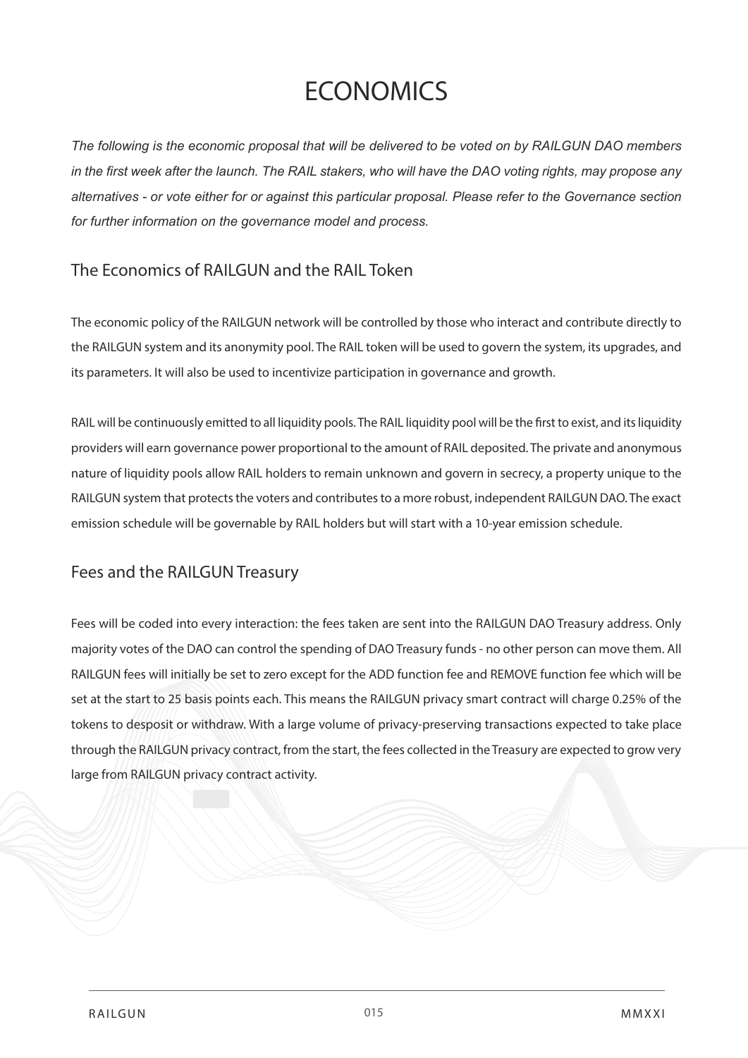# ECONOMICS

*The following is the economic proposal that will be delivered to be voted on by RAILGUN DAO members in the first week after the launch. The RAIL stakers, who will have the DAO voting rights, may propose any alternatives - or vote either for or against this particular proposal. Please refer to the Governance section for further information on the governance model and process.*

## The Economics of RAILGUN and the RAIL Token

The economic policy of the RAILGUN network will be controlled by those who interact and contribute directly to the RAILGUN system and its anonymity pool. The RAIL token will be used to govern the system, its upgrades, and its parameters. It will also be used to incentivize participation in governance and growth.

RAIL will be continuously emitted to all liquidity pools. The RAIL liquidity pool will be the first to exist, and its liquidity providers will earn governance power proportional to the amount of RAIL deposited. The private and anonymous nature of liquidity pools allow RAIL holders to remain unknown and govern in secrecy, a property unique to the RAILGUN system that protects the voters and contributes to a more robust, independent RAILGUN DAO. The exact emission schedule will be governable by RAIL holders but will start with a 10-year emission schedule.

## Fees and the RAILGUN Treasury

Fees will be coded into every interaction: the fees taken are sent into the RAILGUN DAO Treasury address. Only majority votes of the DAO can control the spending of DAO Treasury funds - no other person can move them. All RAILGUN fees will initially be set to zero except for the ADD function fee and REMOVE function fee which will be set at the start to 25 basis points each. This means the RAILGUN privacy smart contract will charge 0.25% of the tokens to desposit or withdraw. With a large volume of privacy-preserving transactions expected to take place through the RAILGUN privacy contract, from the start, the fees collected in the Treasury are expected to grow very large from RAILGUN privacy contract activity.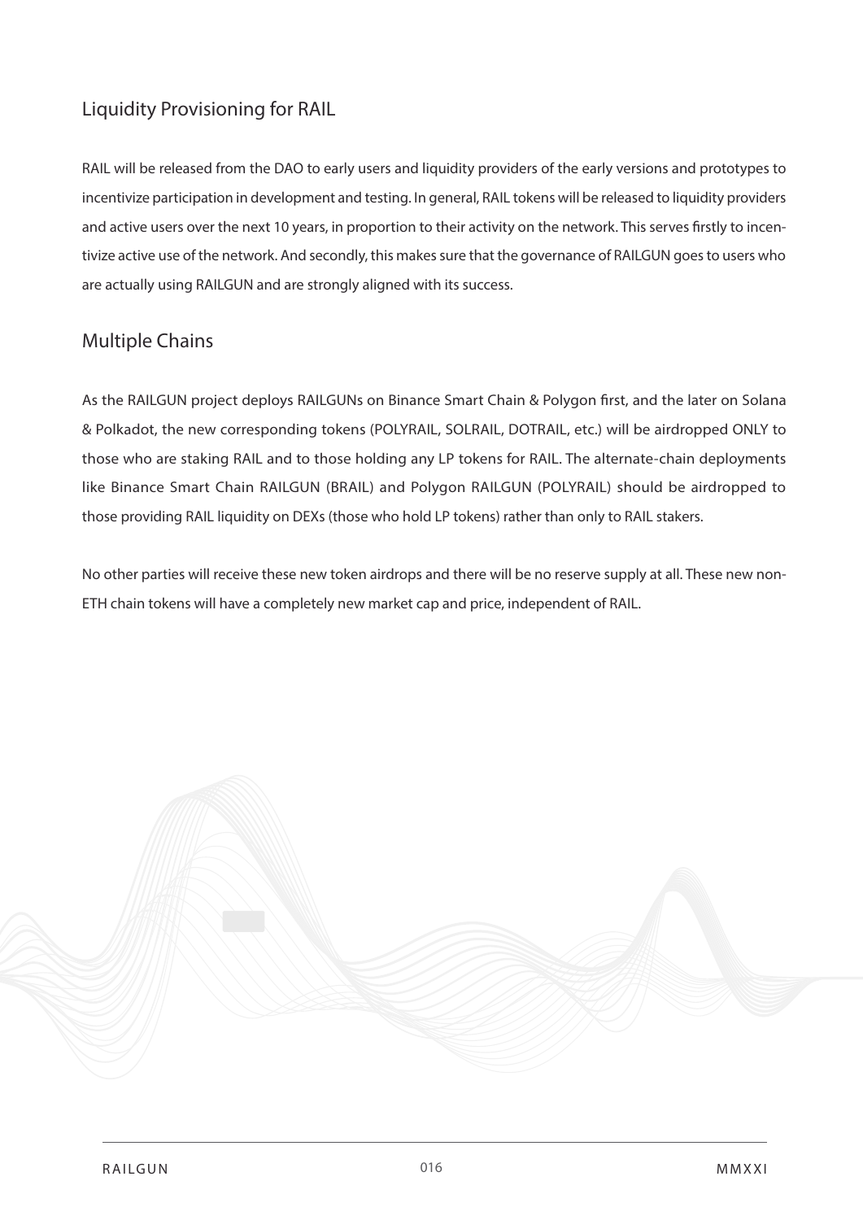## Liquidity Provisioning for RAIL

RAIL will be released from the DAO to early users and liquidity providers of the early versions and prototypes to incentivize participation in development and testing. In general, RAIL tokens will be released to liquidity providers and active users over the next 10 years, in proportion to their activity on the network. This serves firstly to incentivize active use of the network. And secondly, this makes sure that the governance of RAILGUN goes to users who are actually using RAILGUN and are strongly aligned with its success.

## Multiple Chains

As the RAILGUN project deploys RAILGUNs on Binance Smart Chain & Polygon first, and the later on Solana & Polkadot, the new corresponding tokens (POLYRAIL, SOLRAIL, DOTRAIL, etc.) will be airdropped ONLY to those who are staking RAIL and to those holding any LP tokens for RAIL. The alternate-chain deployments like Binance Smart Chain RAILGUN (BRAIL) and Polygon RAILGUN (POLYRAIL) should be airdropped to those providing RAIL liquidity on DEXs (those who hold LP tokens) rather than only to RAIL stakers.

No other parties will receive these new token airdrops and there will be no reserve supply at all. These new non-ETH chain tokens will have a completely new market cap and price, independent of RAIL.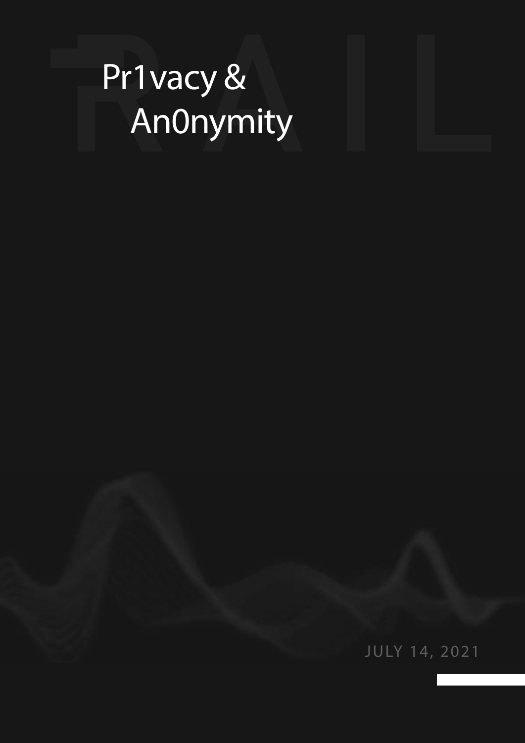# Pr1vacy & An0nymity

JULY 14, 2021